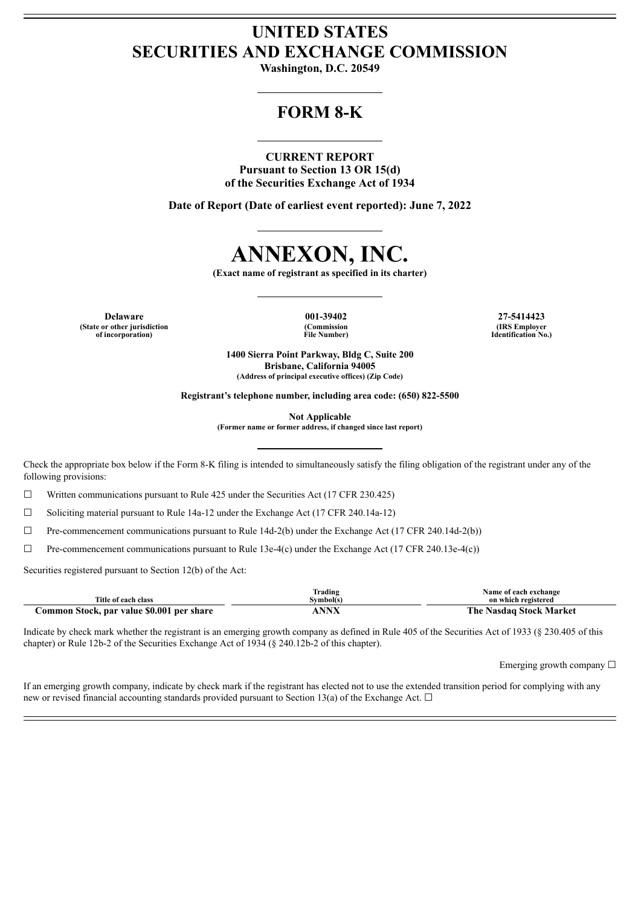# UNITED STATES
# SECURITIES AND EXCHANGE COMMISSION

**Washington, D.C. 20549**

## FORM 8-K

**CURRENT REPORT**
**Pursuant to Section 13 OR 15(d)**
**of the Securities Exchange Act of 1934**

**Date of Report (Date of earliest event reported): June 7, 2022**

# ANNEXON, INC.

**(Exact name of registrant as specified in its charter)**

| Delaware | 001-39402 | 27-5414423 |
|---|---|---|
| (State or other jurisdiction of incorporation) | (Commission File Number) | (IRS Employer Identification No.) |

**1400 Sierra Point Parkway, Bldg C, Suite 200**
**Brisbane, California 94005**
**(Address of principal executive offices) (Zip Code)**

**Registrant's telephone number, including area code: (650) 822-5500**

**Not Applicable**
**(Former name or former address, if changed since last report)**

Check the appropriate box below if the Form 8-K filing is intended to simultaneously satisfy the filing obligation of the registrant under any of the following provisions:

☐ Written communications pursuant to Rule 425 under the Securities Act (17 CFR 230.425)

☐ Soliciting material pursuant to Rule 14a-12 under the Exchange Act (17 CFR 240.14a-12)

☐ Pre-commencement communications pursuant to Rule 14d-2(b) under the Exchange Act (17 CFR 240.14d-2(b))

☐ Pre-commencement communications pursuant to Rule 13e-4(c) under the Exchange Act (17 CFR 240.13e-4(c))

Securities registered pursuant to Section 12(b) of the Act:

| Title of each class | Trading Symbol(s) | Name of each exchange on which registered |
|---|---|---|
| Common Stock, par value $0.001 per share | ANNX | The Nasdaq Stock Market |

Indicate by check mark whether the registrant is an emerging growth company as defined in Rule 405 of the Securities Act of 1933 (§ 230.405 of this chapter) or Rule 12b-2 of the Securities Exchange Act of 1934 (§ 240.12b-2 of this chapter).

Emerging growth company ☐

If an emerging growth company, indicate by check mark if the registrant has elected not to use the extended transition period for complying with any new or revised financial accounting standards provided pursuant to Section 13(a) of the Exchange Act. ☐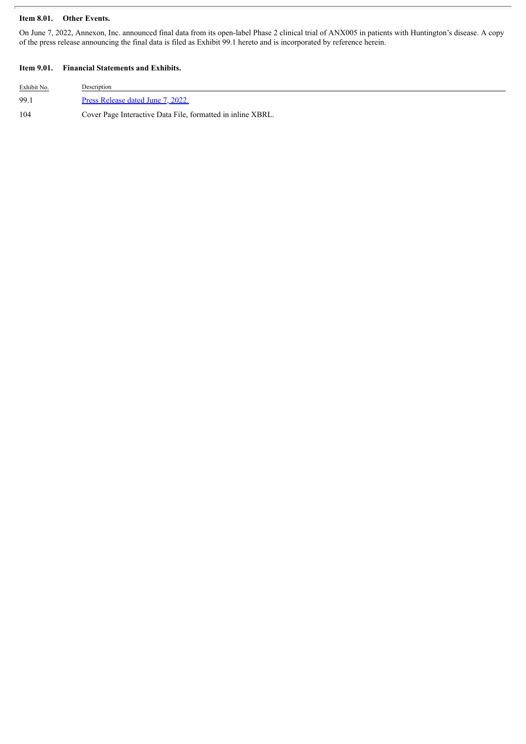**Item 8.01. Other Events.**

On June 7, 2022, Annexon, Inc. announced final data from its open-label Phase 2 clinical trial of ANX005 in patients with Huntington's disease. A copy of the press release announcing the final data is filed as Exhibit 99.1 hereto and is incorporated by reference herein.

**Item 9.01. Financial Statements and Exhibits.**

| Exhibit No. | Description |
| --- | --- |
| 99.1 | Press Release dated June 7, 2022. |
| 104 | Cover Page Interactive Data File, formatted in inline XBRL. |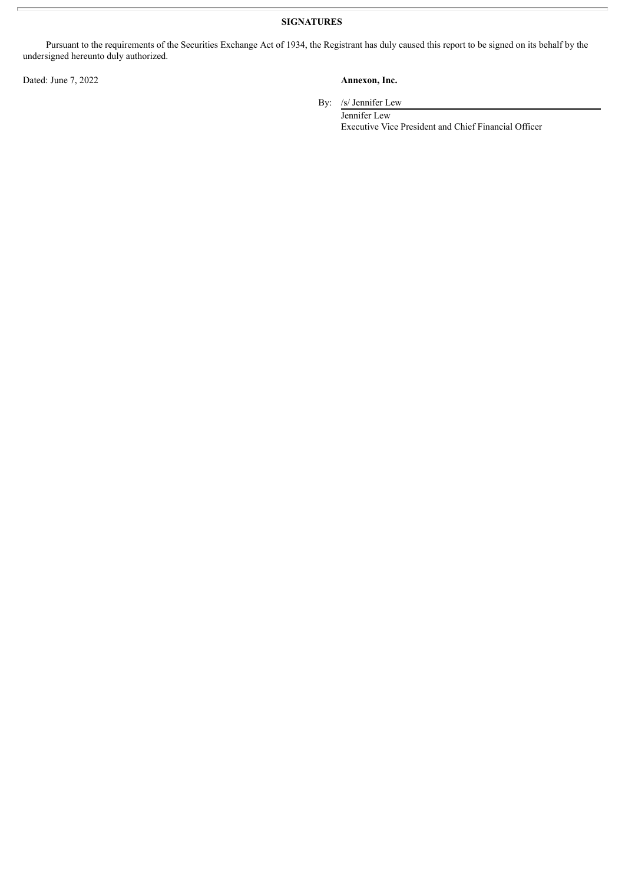## SIGNATURES

Pursuant to the requirements of the Securities Exchange Act of 1934, the Registrant has duly caused this report to be signed on its behalf by the undersigned hereunto duly authorized.

Dated: June 7, 2022

**Annexon, Inc.**

By: /s/ Jennifer Lew

Jennifer Lew
Executive Vice President and Chief Financial Officer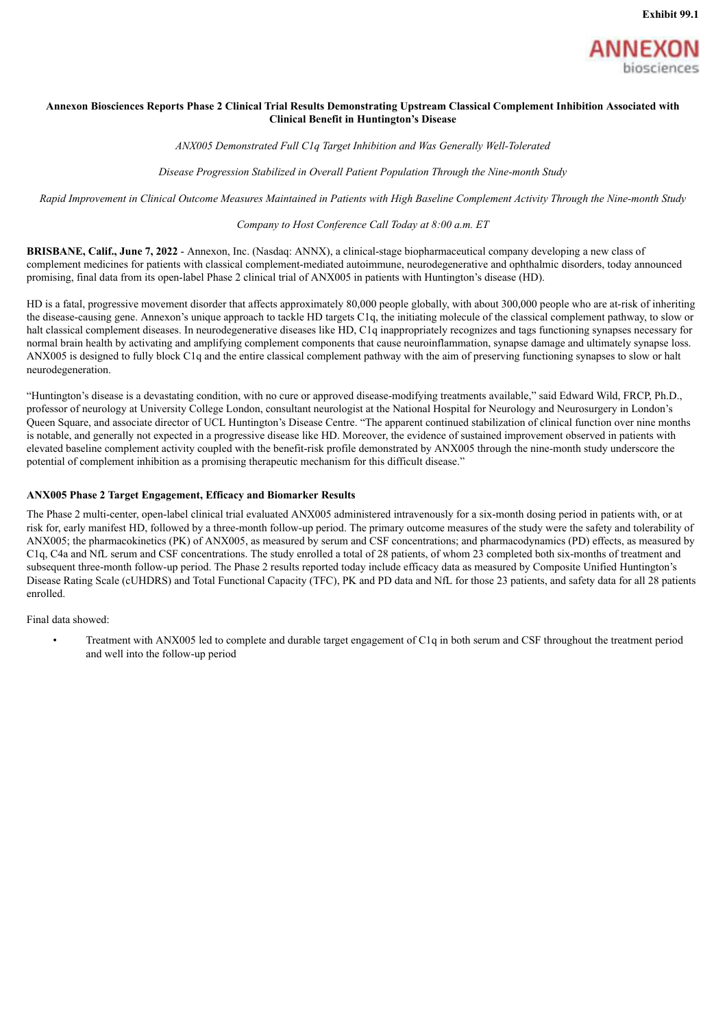Exhibit 99.1

ANNEXON biosciences

**Annexon Biosciences Reports Phase 2 Clinical Trial Results Demonstrating Upstream Classical Complement Inhibition Associated with Clinical Benefit in Huntington's Disease**

*ANX005 Demonstrated Full C1q Target Inhibition and Was Generally Well-Tolerated*

*Disease Progression Stabilized in Overall Patient Population Through the Nine-month Study*

*Rapid Improvement in Clinical Outcome Measures Maintained in Patients with High Baseline Complement Activity Through the Nine-month Study*

*Company to Host Conference Call Today at 8:00 a.m. ET*

**BRISBANE, Calif., June 7, 2022** - Annexon, Inc. (Nasdaq: ANNX), a clinical-stage biopharmaceutical company developing a new class of complement medicines for patients with classical complement-mediated autoimmune, neurodegenerative and ophthalmic disorders, today announced promising, final data from its open-label Phase 2 clinical trial of ANX005 in patients with Huntington's disease (HD).

HD is a fatal, progressive movement disorder that affects approximately 80,000 people globally, with about 300,000 people who are at-risk of inheriting the disease-causing gene. Annexon's unique approach to tackle HD targets C1q, the initiating molecule of the classical complement pathway, to slow or halt classical complement diseases. In neurodegenerative diseases like HD, C1q inappropriately recognizes and tags functioning synapses necessary for normal brain health by activating and amplifying complement components that cause neuroinflammation, synapse damage and ultimately synapse loss. ANX005 is designed to fully block C1q and the entire classical complement pathway with the aim of preserving functioning synapses to slow or halt neurodegeneration.

"Huntington's disease is a devastating condition, with no cure or approved disease-modifying treatments available," said Edward Wild, FRCP, Ph.D., professor of neurology at University College London, consultant neurologist at the National Hospital for Neurology and Neurosurgery in London's Queen Square, and associate director of UCL Huntington's Disease Centre. "The apparent continued stabilization of clinical function over nine months is notable, and generally not expected in a progressive disease like HD. Moreover, the evidence of sustained improvement observed in patients with elevated baseline complement activity coupled with the benefit-risk profile demonstrated by ANX005 through the nine-month study underscore the potential of complement inhibition as a promising therapeutic mechanism for this difficult disease."

**ANX005 Phase 2 Target Engagement, Efficacy and Biomarker Results**

The Phase 2 multi-center, open-label clinical trial evaluated ANX005 administered intravenously for a six-month dosing period in patients with, or at risk for, early manifest HD, followed by a three-month follow-up period. The primary outcome measures of the study were the safety and tolerability of ANX005; the pharmacokinetics (PK) of ANX005, as measured by serum and CSF concentrations; and pharmacodynamics (PD) effects, as measured by C1q, C4a and NfL serum and CSF concentrations. The study enrolled a total of 28 patients, of whom 23 completed both six-months of treatment and subsequent three-month follow-up period. The Phase 2 results reported today include efficacy data as measured by Composite Unified Huntington's Disease Rating Scale (cUHDRS) and Total Functional Capacity (TFC), PK and PD data and NfL for those 23 patients, and safety data for all 28 patients enrolled.

Final data showed:

- Treatment with ANX005 led to complete and durable target engagement of C1q in both serum and CSF throughout the treatment period and well into the follow-up period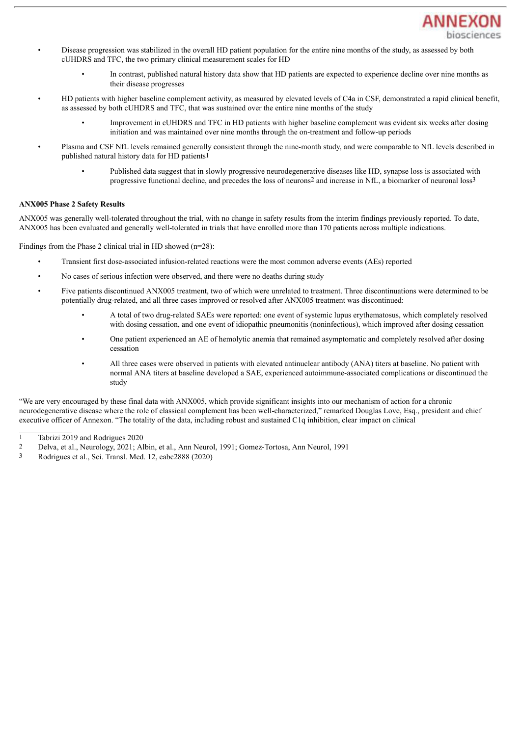- Disease progression was stabilized in the overall HD patient population for the entire nine months of the study, as assessed by both cUHDRS and TFC, the two primary clinical measurement scales for HD
  - In contrast, published natural history data show that HD patients are expected to experience decline over nine months as their disease progresses
- HD patients with higher baseline complement activity, as measured by elevated levels of C4a in CSF, demonstrated a rapid clinical benefit, as assessed by both cUHDRS and TFC, that was sustained over the entire nine months of the study
  - Improvement in cUHDRS and TFC in HD patients with higher baseline complement was evident six weeks after dosing initiation and was maintained over nine months through the on-treatment and follow-up periods
- Plasma and CSF NfL levels remained generally consistent through the nine-month study, and were comparable to NfL levels described in published natural history data for HD patients[1]
  - Published data suggest that in slowly progressive neurodegenerative diseases like HD, synapse loss is associated with progressive functional decline, and precedes the loss of neurons[2] and increase in NfL, a biomarker of neuronal loss[3]

**ANX005 Phase 2 Safety Results**

ANX005 was generally well-tolerated throughout the trial, with no change in safety results from the interim findings previously reported. To date, ANX005 has been evaluated and generally well-tolerated in trials that have enrolled more than 170 patients across multiple indications.

Findings from the Phase 2 clinical trial in HD showed (n=28):

- Transient first dose-associated infusion-related reactions were the most common adverse events (AEs) reported
- No cases of serious infection were observed, and there were no deaths during study
- Five patients discontinued ANX005 treatment, two of which were unrelated to treatment. Three discontinuations were determined to be potentially drug-related, and all three cases improved or resolved after ANX005 treatment was discontinued:
  - A total of two drug-related SAEs were reported: one event of systemic lupus erythematosus, which completely resolved with dosing cessation, and one event of idiopathic pneumonitis (noninfectious), which improved after dosing cessation
  - One patient experienced an AE of hemolytic anemia that remained asymptomatic and completely resolved after dosing cessation
  - All three cases were observed in patients with elevated antinuclear antibody (ANA) titers at baseline. No patient with normal ANA titers at baseline developed a SAE, experienced autoimmune-associated complications or discontinued the study

"We are very encouraged by these final data with ANX005, which provide significant insights into our mechanism of action for a chronic neurodegenerative disease where the role of classical complement has been well-characterized," remarked Douglas Love, Esq., president and chief executive officer of Annexon. "The totality of the data, including robust and sustained C1q inhibition, clear impact on clinical

---

1 Tabrizi 2019 and Rodrigues 2020

2 Delva, et al., Neurology, 2021; Albin, et al., Ann Neurol, 1991; Gomez-Tortosa, Ann Neurol, 1991

3 Rodrigues et al., Sci. Transl. Med. 12, eabc2888 (2020)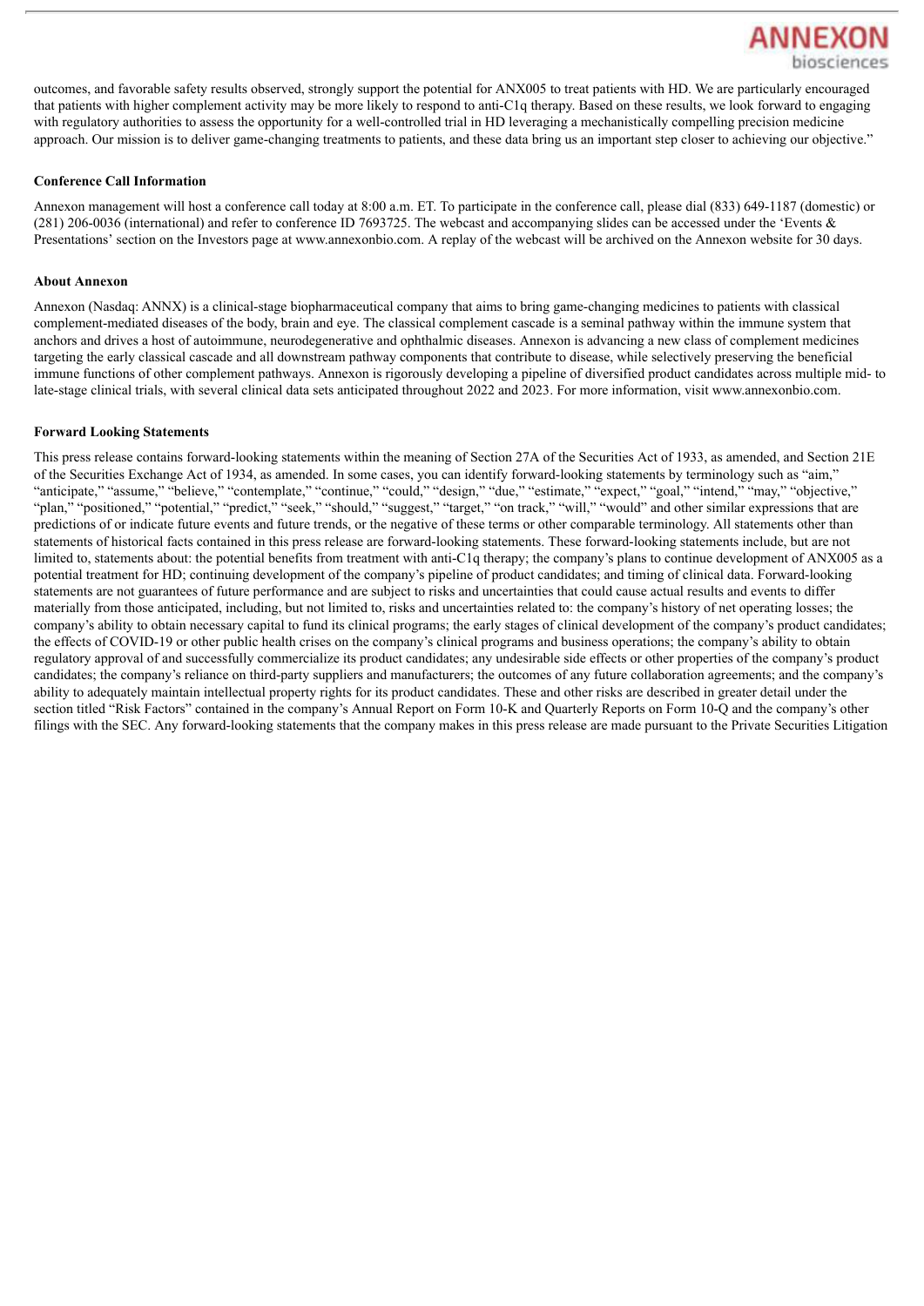outcomes, and favorable safety results observed, strongly support the potential for ANX005 to treat patients with HD. We are particularly encouraged that patients with higher complement activity may be more likely to respond to anti-C1q therapy. Based on these results, we look forward to engaging with regulatory authorities to assess the opportunity for a well-controlled trial in HD leveraging a mechanistically compelling precision medicine approach. Our mission is to deliver game-changing treatments to patients, and these data bring us an important step closer to achieving our objective."

**Conference Call Information**

Annexon management will host a conference call today at 8:00 a.m. ET. To participate in the conference call, please dial (833) 649-1187 (domestic) or (281) 206-0036 (international) and refer to conference ID 7693725. The webcast and accompanying slides can be accessed under the 'Events & Presentations' section on the Investors page at www.annexonbio.com. A replay of the webcast will be archived on the Annexon website for 30 days.

**About Annexon**

Annexon (Nasdaq: ANNX) is a clinical-stage biopharmaceutical company that aims to bring game-changing medicines to patients with classical complement-mediated diseases of the body, brain and eye. The classical complement cascade is a seminal pathway within the immune system that anchors and drives a host of autoimmune, neurodegenerative and ophthalmic diseases. Annexon is advancing a new class of complement medicines targeting the early classical cascade and all downstream pathway components that contribute to disease, while selectively preserving the beneficial immune functions of other complement pathways. Annexon is rigorously developing a pipeline of diversified product candidates across multiple mid- to late-stage clinical trials, with several clinical data sets anticipated throughout 2022 and 2023. For more information, visit www.annexonbio.com.

**Forward Looking Statements**

This press release contains forward-looking statements within the meaning of Section 27A of the Securities Act of 1933, as amended, and Section 21E of the Securities Exchange Act of 1934, as amended. In some cases, you can identify forward-looking statements by terminology such as "aim," "anticipate," "assume," "believe," "contemplate," "continue," "could," "design," "due," "estimate," "expect," "goal," "intend," "may," "objective," "plan," "positioned," "potential," "predict," "seek," "should," "suggest," "target," "on track," "will," "would" and other similar expressions that are predictions of or indicate future events and future trends, or the negative of these terms or other comparable terminology. All statements other than statements of historical facts contained in this press release are forward-looking statements. These forward-looking statements include, but are not limited to, statements about: the potential benefits from treatment with anti-C1q therapy; the company's plans to continue development of ANX005 as a potential treatment for HD; continuing development of the company's pipeline of product candidates; and timing of clinical data. Forward-looking statements are not guarantees of future performance and are subject to risks and uncertainties that could cause actual results and events to differ materially from those anticipated, including, but not limited to, risks and uncertainties related to: the company's history of net operating losses; the company's ability to obtain necessary capital to fund its clinical programs; the early stages of clinical development of the company's product candidates; the effects of COVID-19 or other public health crises on the company's clinical programs and business operations; the company's ability to obtain regulatory approval of and successfully commercialize its product candidates; any undesirable side effects or other properties of the company's product candidates; the company's reliance on third-party suppliers and manufacturers; the outcomes of any future collaboration agreements; and the company's ability to adequately maintain intellectual property rights for its product candidates. These and other risks are described in greater detail under the section titled "Risk Factors" contained in the company's Annual Report on Form 10-K and Quarterly Reports on Form 10-Q and the company's other filings with the SEC. Any forward-looking statements that the company makes in this press release are made pursuant to the Private Securities Litigation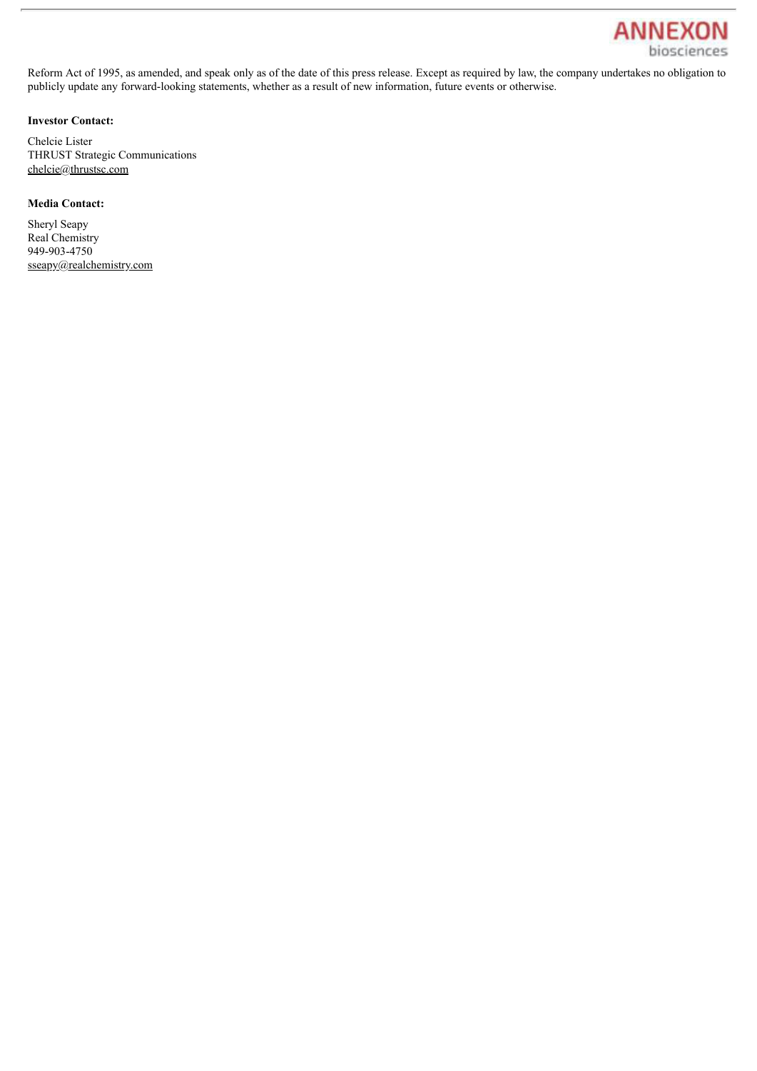Reform Act of 1995, as amended, and speak only as of the date of this press release. Except as required by law, the company undertakes no obligation to publicly update any forward-looking statements, whether as a result of new information, future events or otherwise.

**Investor Contact:**

Chelcie Lister
THRUST Strategic Communications
chelcie@thrustsc.com

**Media Contact:**

Sheryl Seapy
Real Chemistry
949-903-4750
sseapy@realchemistry.com